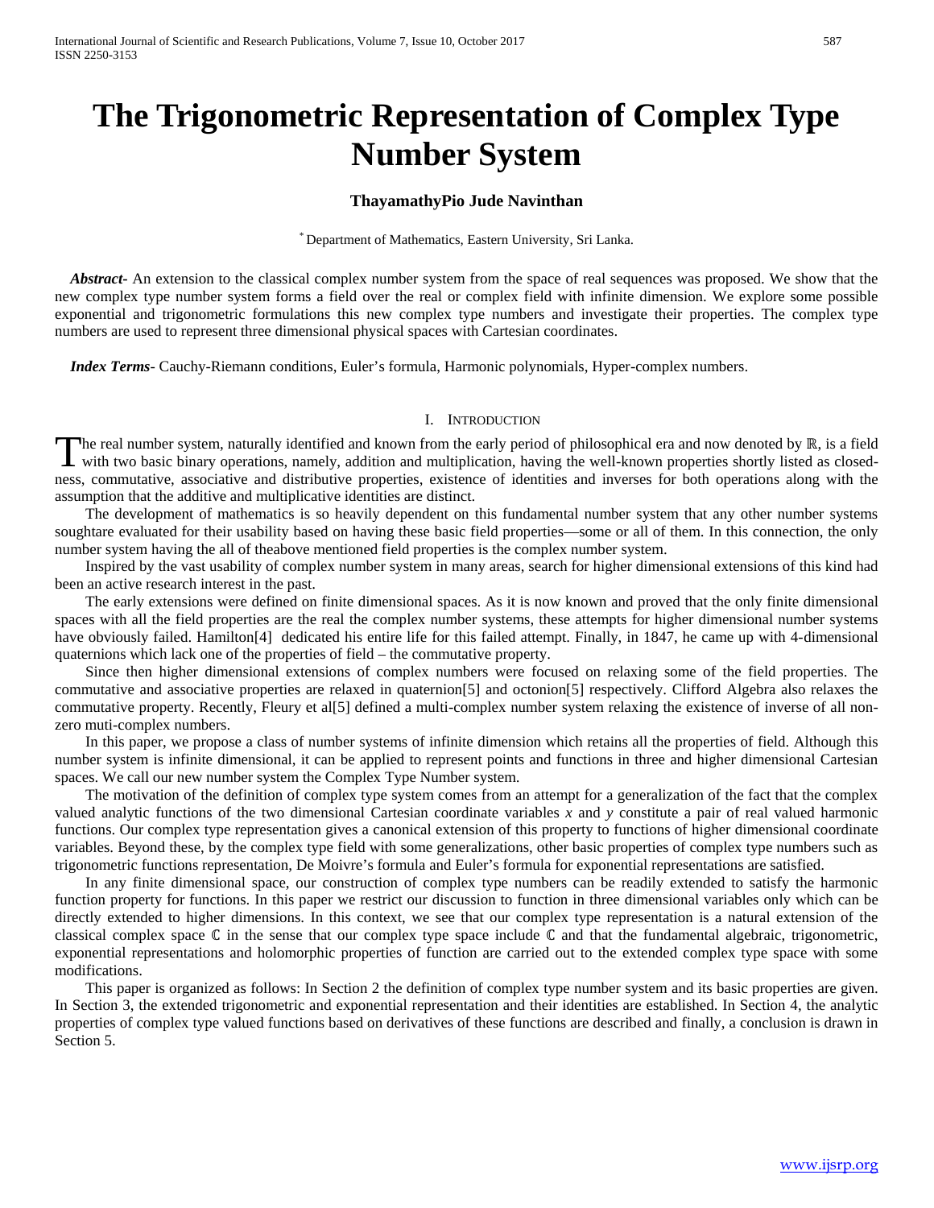# The Trigonometric Representation of Complex Type Number System

**ThayamathyPio Jude Navinthan**

[*] Department of Mathematics, Eastern University, Sri Lanka.

***Abstract*-** An extension to the classical complex number system from the space of real sequences was proposed. We show that the new complex type number system forms a field over the real or complex field with infinite dimension. We explore some possible exponential and trigonometric formulations this new complex type numbers and investigate their properties. The complex type numbers are used to represent three dimensional physical spaces with Cartesian coordinates.

***Index Terms*-** Cauchy-Riemann conditions, Euler's formula, Harmonic polynomials, Hyper-complex numbers.

## I. Introduction

The real number system, naturally identified and known from the early period of philosophical era and now denoted by ℝ, is a field with two basic binary operations, namely, addition and multiplication, having the well-known properties shortly listed as closed-ness, commutative, associative and distributive properties, existence of identities and inverses for both operations along with the assumption that the additive and multiplicative identities are distinct.

The development of mathematics is so heavily dependent on this fundamental number system that any other number systems soughtare evaluated for their usability based on having these basic field properties—some or all of them. In this connection, the only number system having the all of theabove mentioned field properties is the complex number system.

Inspired by the vast usability of complex number system in many areas, search for higher dimensional extensions of this kind had been an active research interest in the past.

The early extensions were defined on finite dimensional spaces. As it is now known and proved that the only finite dimensional spaces with all the field properties are the real the complex number systems, these attempts for higher dimensional number systems have obviously failed. Hamilton[4] dedicated his entire life for this failed attempt. Finally, in 1847, he came up with 4-dimensional quaternions which lack one of the properties of field – the commutative property.

Since then higher dimensional extensions of complex numbers were focused on relaxing some of the field properties. The commutative and associative properties are relaxed in quaternion[5] and octonion[5] respectively. Clifford Algebra also relaxes the commutative property. Recently, Fleury et al[5] defined a multi-complex number system relaxing the existence of inverse of all non-zero muti-complex numbers.

In this paper, we propose a class of number systems of infinite dimension which retains all the properties of field. Although this number system is infinite dimensional, it can be applied to represent points and functions in three and higher dimensional Cartesian spaces. We call our new number system the Complex Type Number system.

The motivation of the definition of complex type system comes from an attempt for a generalization of the fact that the complex valued analytic functions of the two dimensional Cartesian coordinate variables $x$ and $y$ constitute a pair of real valued harmonic functions. Our complex type representation gives a canonical extension of this property to functions of higher dimensional coordinate variables. Beyond these, by the complex type field with some generalizations, other basic properties of complex type numbers such as trigonometric functions representation, De Moivre's formula and Euler's formula for exponential representations are satisfied.

In any finite dimensional space, our construction of complex type numbers can be readily extended to satisfy the harmonic function property for functions. In this paper we restrict our discussion to function in three dimensional variables only which can be directly extended to higher dimensions. In this context, we see that our complex type representation is a natural extension of the classical complex space ℂ in the sense that our complex type space include ℂ and that the fundamental algebraic, trigonometric, exponential representations and holomorphic properties of function are carried out to the extended complex type space with some modifications.

This paper is organized as follows: In Section 2 the definition of complex type number system and its basic properties are given. In Section 3, the extended trigonometric and exponential representation and their identities are established. In Section 4, the analytic properties of complex type valued functions based on derivatives of these functions are described and finally, a conclusion is drawn in Section 5.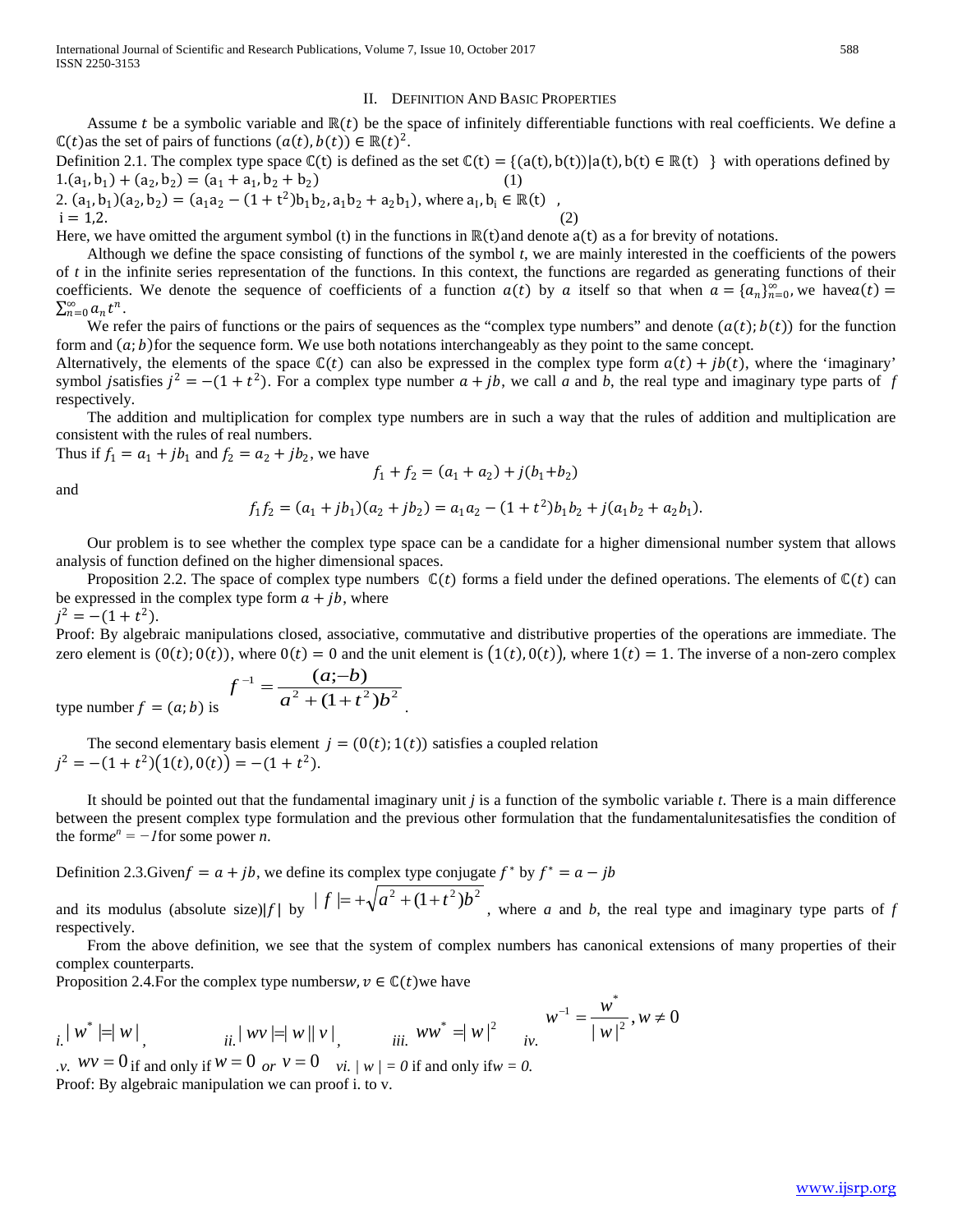## II. Definition And Basic Properties

Assume $t$ be a symbolic variable and $\mathbb{R}(t)$ be the space of infinitely differentiable functions with real coefficients. We define a $\mathbb{C}(t)$as the set of pairs of functions $(a(t), b(t)) \in \mathbb{R}(t)^2$.

Definition 2.1. The complex type space $\mathbb{C}(t)$ is defined as the set $\mathbb{C}(t) = \{(a(t), b(t)) | a(t), b(t) \in \mathbb{R}(t)\ \}$ with operations defined by

1. $(a_1, b_1) + (a_2, b_2) = (a_1 + a_1, b_2 + b_2)$ (1)
2. $(a_1, b_1)(a_2, b_2) = (a_1a_2 - (1 + t^2)b_1b_2, a_1b_2 + a_2b_1)$, where $a_1, b_i \in \mathbb{R}(t)$ , $i = 1,2$. (2)

Here, we have omitted the argument symbol (t) in the functions in $\mathbb{R}(t)$and denote $a(t)$ as a for brevity of notations.

Although we define the space consisting of functions of the symbol $t$, we are mainly interested in the coefficients of the powers of $t$ in the infinite series representation of the functions. In this context, the functions are regarded as generating functions of their coefficients. We denote the sequence of coefficients of a function $a(t)$ by $a$ itself so that when $a = \{a_n\}_{n=0}^{\infty}$, we have$a(t) = \sum_{n=0}^{\infty} a_n t^n$.

We refer the pairs of functions or the pairs of sequences as the "complex type numbers" and denote $(a(t); b(t))$ for the function form and $(a; b)$for the sequence form. We use both notations interchangeably as they point to the same concept.

Alternatively, the elements of the space $\mathbb{C}(t)$ can also be expressed in the complex type form $a(t) + jb(t)$, where the 'imaginary' symbol $j$satisfies $j^2 = -(1 + t^2)$. For a complex type number $a + jb$, we call $a$ and $b$, the real type and imaginary type parts of $f$ respectively.

The addition and multiplication for complex type numbers are in such a way that the rules of addition and multiplication are consistent with the rules of real numbers.

Thus if $f_1 = a_1 + jb_1$ and $f_2 = a_2 + jb_2$, we have

$$f_1 + f_2 = (a_1 + a_2) + j(b_1 + b_2)$$

and

$$f_1f_2 = (a_1 + jb_1)(a_2 + jb_2) = a_1a_2 - (1 + t^2)b_1b_2 + j(a_1b_2 + a_2b_1).$$

Our problem is to see whether the complex type space can be a candidate for a higher dimensional number system that allows analysis of function defined on the higher dimensional spaces.

Proposition 2.2. The space of complex type numbers $\mathbb{C}(t)$ forms a field under the defined operations. The elements of $\mathbb{C}(t)$ can be expressed in the complex type form $a + jb$, where $j^2 = -(1 + t^2)$.

Proof: By algebraic manipulations closed, associative, commutative and distributive properties of the operations are immediate. The zero element is $(0(t); 0(t))$, where $0(t) = 0$ and the unit element is $(1(t), 0(t))$, where $1(t) = 1$. The inverse of a non-zero complex type number $f = (a; b)$ is $f^{-1} = \dfrac{(a;-b)}{a^2 + (1+t^2)b^2}$.

The second elementary basis element $j = (0(t); 1(t))$ satisfies a coupled relation $j^2 = -(1 + t^2)(1(t), 0(t)) = -(1 + t^2)$.

It should be pointed out that the fundamental imaginary unit $j$ is a function of the symbolic variable $t$. There is a main difference between the present complex type formulation and the previous other formulation that the fundamentalunit$e$satisfies the condition of the form$e^n = -1$for some power $n$.

Definition 2.3.Given$f = a + jb$, we define its complex type conjugate $f^*$ by $f^* = a - jb$ and its modulus (absolute size)$|f|$ by $|f| = +\sqrt{a^2 + (1+t^2)b^2}$, where $a$ and $b$, the real type and imaginary type parts of $f$ respectively.

From the above definition, we see that the system of complex numbers has canonical extensions of many properties of their complex counterparts.

Proposition 2.4.For the complex type numbers$w, v \in \mathbb{C}(t)$we have

*i.* $|w^*| = |w|$, *ii.* $|wv| = |w||v|$, *iii.* $ww^* = |w|^2$ *iv.* $w^{-1} = \dfrac{w^*}{|w|^2}, w \neq 0$

*.v.* $wv = 0$ if and only if $w = 0$ *or* $v = 0$ *vi.* $|w| = 0$ if and only if$w = 0$.

Proof: By algebraic manipulation we can proof i. to v.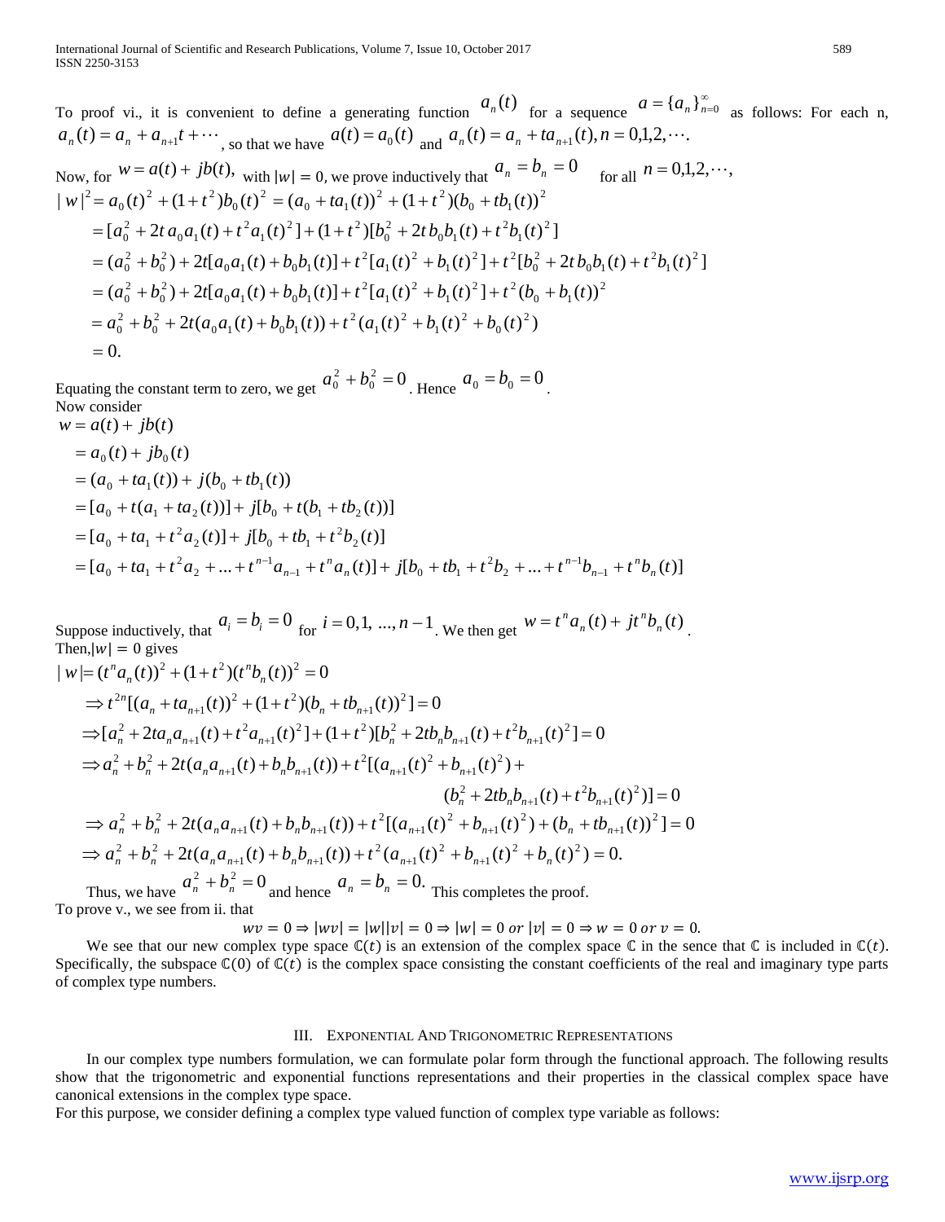To proof vi., it is convenient to define a generating function $a_n(t)$ for a sequence $a = \{a_n\}_{n=0}^{\infty}$ as follows: For each n, $a_n(t) = a_n + a_{n+1}t + \cdots$, so that we have $a(t) = a_0(t)$ and $a_n(t) = a_n + ta_{n+1}(t), n = 0,1,2,\cdots$.

Now, for $w = a(t) + jb(t)$, with $|w| = 0$, we prove inductively that $a_n = b_n = 0$ for all $n = 0,1,2,\cdots$,

$$
\begin{aligned}
|w|^2 &= a_0(t)^2 + (1+t^2)b_0(t)^2 = (a_0 + ta_1(t))^2 + (1+t^2)(b_0 + tb_1(t))^2 \\
&= [a_0^2 + 2t\,a_0a_1(t) + t^2a_1(t)^2] + (1+t^2)[b_0^2 + 2t\,b_0b_1(t) + t^2b_1(t)^2] \\
&= (a_0^2 + b_0^2) + 2t[a_0a_1(t) + b_0b_1(t)] + t^2[a_1(t)^2 + b_1(t)^2] + t^2[b_0^2 + 2t\,b_0b_1(t) + t^2b_1(t)^2] \\
&= (a_0^2 + b_0^2) + 2t[a_0a_1(t) + b_0b_1(t)] + t^2[a_1(t)^2 + b_1(t)^2] + t^2(b_0 + b_1(t))^2 \\
&= a_0^2 + b_0^2 + 2t(a_0a_1(t) + b_0b_1(t)) + t^2(a_1(t)^2 + b_1(t)^2 + b_0(t)^2) \\
&= 0.
\end{aligned}
$$

Equating the constant term to zero, we get $a_0^2 + b_0^2 = 0$. Hence $a_0 = b_0 = 0$.

Now consider

$$
\begin{aligned}
w &= a(t) + jb(t) \\
&= a_0(t) + jb_0(t) \\
&= (a_0 + ta_1(t)) + j(b_0 + tb_1(t)) \\
&= [a_0 + t(a_1 + ta_2(t))] + j[b_0 + t(b_1 + tb_2(t))] \\
&= [a_0 + ta_1 + t^2a_2(t)] + j[b_0 + tb_1 + t^2b_2(t)] \\
&= [a_0 + ta_1 + t^2a_2 + \ldots + t^{n-1}a_{n-1} + t^na_n(t)] + j[b_0 + tb_1 + t^2b_2 + \ldots + t^{n-1}b_{n-1} + t^nb_n(t)]
\end{aligned}
$$

Suppose inductively, that $a_i = b_i = 0$ for $i = 0,1,\ \ldots, n-1$. We then get $w = t^na_n(t) + jt^nb_n(t)$.

Then, $|w| = 0$ gives

$$
\begin{aligned}
|w| &= (t^na_n(t))^2 + (1+t^2)(t^nb_n(t))^2 = 0 \\
&\Rightarrow t^{2n}[(a_n + ta_{n+1}(t))^2 + (1+t^2)(b_n + tb_{n+1}(t))^2] = 0 \\
&\Rightarrow [a_n^2 + 2ta_na_{n+1}(t) + t^2a_{n+1}(t)^2] + (1+t^2)[b_n^2 + 2tb_nb_{n+1}(t) + t^2b_{n+1}(t)^2] = 0 \\
&\Rightarrow a_n^2 + b_n^2 + 2t(a_na_{n+1}(t) + b_nb_{n+1}(t)) + t^2[(a_{n+1}(t)^2 + b_{n+1}(t)^2) + \\
&\qquad\qquad (b_n^2 + 2tb_nb_{n+1}(t) + t^2b_{n+1}(t)^2)] = 0 \\
&\Rightarrow a_n^2 + b_n^2 + 2t(a_na_{n+1}(t) + b_nb_{n+1}(t)) + t^2[(a_{n+1}(t)^2 + b_{n+1}(t)^2) + (b_n + tb_{n+1}(t))^2] = 0 \\
&\Rightarrow a_n^2 + b_n^2 + 2t(a_na_{n+1}(t) + b_nb_{n+1}(t)) + t^2(a_{n+1}(t)^2 + b_{n+1}(t)^2 + b_n(t)^2) = 0.
\end{aligned}
$$

Thus, we have $a_n^2 + b_n^2 = 0$ and hence $a_n = b_n = 0.$ This completes the proof.

To prove v., we see from ii. that

$$wv = 0 \Rightarrow |wv| = |w||v| = 0 \Rightarrow |w| = 0 \ or\ |v| = 0 \Rightarrow w = 0 \ or\ v = 0.$$

We see that our new complex type space $\mathbb{C}(t)$ is an extension of the complex space $\mathbb{C}$ in the sence that $\mathbb{C}$ is included in $\mathbb{C}(t)$. Specifically, the subspace $\mathbb{C}(0)$ of $\mathbb{C}(t)$ is the complex space consisting the constant coefficients of the real and imaginary type parts of complex type numbers.

## III. Exponential And Trigonometric Representations

In our complex type numbers formulation, we can formulate polar form through the functional approach. The following results show that the trigonometric and exponential functions representations and their properties in the classical complex space have canonical extensions in the complex type space.

For this purpose, we consider defining a complex type valued function of complex type variable as follows: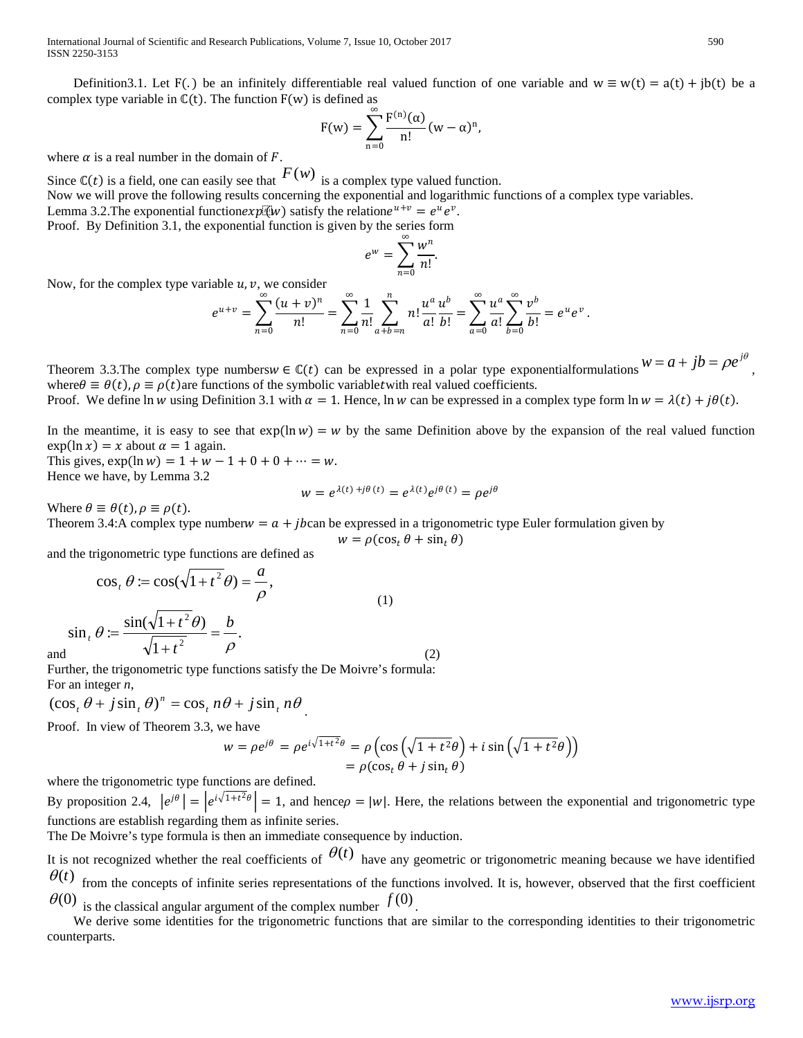Definition3.1. Let F(.) be an infinitely differentiable real valued function of one variable and $w \equiv w(t) = a(t) + jb(t)$ be a complex type variable in $\mathbb{C}(t)$. The function F(w) is defined as

$$F(w) = \sum_{n=0}^{\infty} \frac{F^{(n)}(\alpha)}{n!}(w-\alpha)^n,$$

where $\alpha$ is a real number in the domain of $F$.

Since $\mathbb{C}(t)$ is a field, one can easily see that $F(w)$ is a complex type valued function.

Now we will prove the following results concerning the exponential and logarithmic functions of a complex type variables.

Lemma 3.2.The exponential function$exp(w)$ satisfy the relation$e^{u+v} = e^u e^v$.

Proof. By Definition 3.1, the exponential function is given by the series form

$$e^w = \sum_{n=0}^{\infty} \frac{w^n}{n!}.$$

Now, for the complex type variable $u, v$, we consider

$$e^{u+v} = \sum_{n=0}^{\infty} \frac{(u+v)^n}{n!} = \sum_{n=0}^{\infty} \frac{1}{n!} \sum_{a+b=n}^{n} n! \frac{u^a}{a!} \frac{u^b}{b!} = \sum_{a=0}^{\infty} \frac{u^a}{a!} \sum_{b=0}^{\infty} \frac{v^b}{b!} = e^u e^v.$$

Theorem 3.3.The complex type numbers$w \in \mathbb{C}(t)$ can be expressed in a polar type exponentialformulations $w = a + jb = \rho e^{j\theta}$, where$\theta \equiv \theta(t), \rho \equiv \rho(t)$are functions of the symbolic variable$t$with real valued coefficients.

Proof. We define $\ln w$ using Definition 3.1 with $\alpha = 1$. Hence, $\ln w$ can be expressed in a complex type form $\ln w = \lambda(t) + j\theta(t)$.

In the meantime, it is easy to see that $\exp(\ln w) = w$ by the same Definition above by the expansion of the real valued function $\exp(\ln x) = x$ about $\alpha = 1$ again.

This gives, $\exp(\ln w) = 1 + w - 1 + 0 + 0 + \cdots = w$.

Hence we have, by Lemma 3.2

$$w = e^{\lambda(t) + j\theta(t)} = e^{\lambda(t)} e^{j\theta(t)} = \rho e^{j\theta}$$

Where $\theta \equiv \theta(t), \rho \equiv \rho(t)$.

Theorem 3.4:A complex type number$w = a + jb$can be expressed in a trigonometric type Euler formulation given by

$$w = \rho(\cos_t \theta + \sin_t \theta)$$

and the trigonometric type functions are defined as

$$\cos_t \theta := \cos(\sqrt{1+t^2}\theta) = \frac{a}{\rho}, \tag{1}$$

and

$$\sin_t \theta := \frac{\sin(\sqrt{1+t^2}\theta)}{\sqrt{1+t^2}} = \frac{b}{\rho}. \tag{2}$$

Further, the trigonometric type functions satisfy the De Moivre's formula:

For an integer $n$,

$$(\cos_t \theta + j\sin_t \theta)^n = \cos_t n\theta + j\sin_t n\theta.$$

Proof. In view of Theorem 3.3, we have

$$\begin{aligned} w = \rho e^{j\theta} = \rho e^{i\sqrt{1+t^2}\theta} &= \rho\left(\cos\left(\sqrt{1+t^2}\theta\right) + i\sin\left(\sqrt{1+t^2}\theta\right)\right) \\ &= \rho(\cos_t \theta + j\sin_t \theta) \end{aligned}$$

where the trigonometric type functions are defined.

By proposition 2.4, $|e^{j\theta}| = \left|e^{i\sqrt{1+t^2}\theta}\right| = 1$, and hence$\rho = |w|$. Here, the relations between the exponential and trigonometric type functions are establish regarding them as infinite series.

The De Moivre's type formula is then an immediate consequence by induction.

It is not recognized whether the real coefficients of $\theta(t)$ have any geometric or trigonometric meaning because we have identified $\theta(t)$ from the concepts of infinite series representations of the functions involved. It is, however, observed that the first coefficient $\theta(0)$ is the classical angular argument of the complex number $f(0)$.

We derive some identities for the trigonometric functions that are similar to the corresponding identities to their trigonometric counterparts.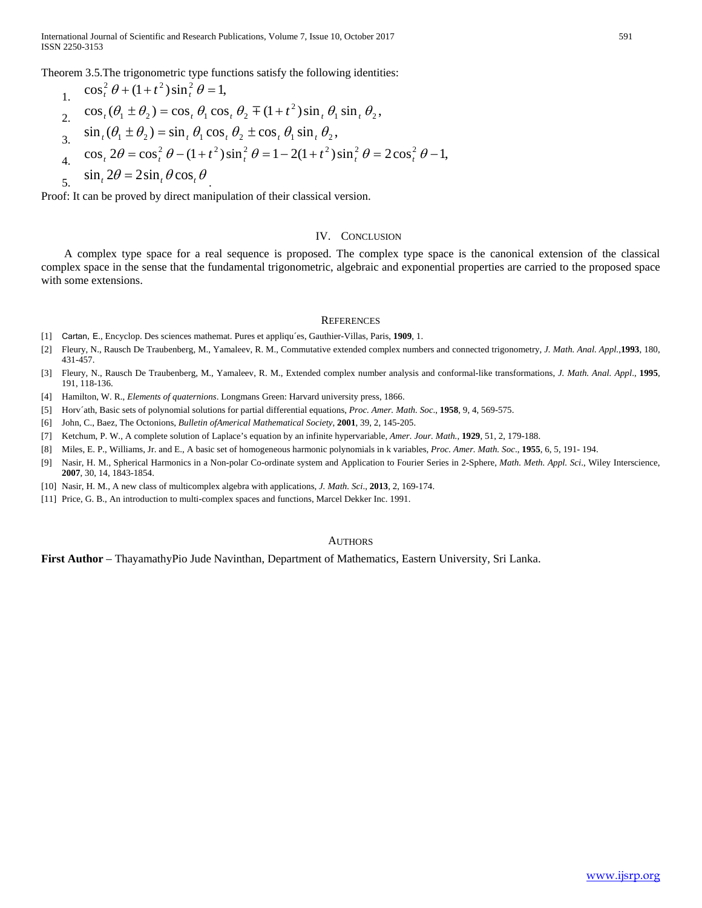Theorem 3.5.The trigonometric type functions satisfy the following identities:

1. $\cos_t^2\theta + (1+t^2)\sin_t^2\theta = 1,$
2. $\cos_t(\theta_1 \pm \theta_2) = \cos_t\theta_1 \cos_t\theta_2 \mp (1+t^2)\sin_t\theta_1 \sin_t\theta_2,$
3. $\sin_t(\theta_1 \pm \theta_2) = \sin_t\theta_1 \cos_t\theta_2 \pm \cos_t\theta_1 \sin_t\theta_2,$
4. $\cos_t 2\theta = \cos_t^2\theta - (1+t^2)\sin_t^2\theta = 1 - 2(1+t^2)\sin_t^2\theta = 2\cos_t^2\theta - 1,$
5. $\sin_t 2\theta = 2\sin_t\theta\cos_t\theta$.

Proof: It can be proved by direct manipulation of their classical version.

## IV. Conclusion

A complex type space for a real sequence is proposed. The complex type space is the canonical extension of the classical complex space in the sense that the fundamental trigonometric, algebraic and exponential properties are carried to the proposed space with some extensions.

## References

[1] Cartan, E., Encyclop. Des sciences mathemat. Pures et appliqu´es, Gauthier-Villas, Paris, **1909**, 1.

[2] Fleury, N., Rausch De Traubenberg, M., Yamaleev, R. M., Commutative extended complex numbers and connected trigonometry, *J. Math. Anal. Appl.*,**1993**, 180, 431-457.

[3] Fleury, N., Rausch De Traubenberg, M., Yamaleev, R. M., Extended complex number analysis and conformal-like transformations, *J. Math. Anal. Appl*., **1995**, 191, 118-136.

[4] Hamilton, W. R., *Elements of quaternions*. Longmans Green: Harvard university press, 1866.

[5] Horv´ath, Basic sets of polynomial solutions for partial differential equations, *Proc. Amer. Math. Soc*., **1958**, 9, 4, 569-575.

[6] John, C., Baez, The Octonions, *Bulletin ofAmerical Mathematical Society*, **2001**, 39, 2, 145-205.

[7] Ketchum, P. W., A complete solution of Laplace's equation by an infinite hypervariable, *Amer. Jour. Math.*, **1929**, 51, 2, 179-188.

[8] Miles, E. P., Williams, Jr. and E., A basic set of homogeneous harmonic polynomials in k variables, *Proc. Amer. Math. Soc*., **1955**, 6, 5, 191- 194.

[9] Nasir, H. M., Spherical Harmonics in a Non-polar Co-ordinate system and Application to Fourier Series in 2-Sphere, *Math. Meth. Appl. Sci*., Wiley Interscience, **2007**, 30, 14, 1843-1854.

[10] Nasir, H. M., A new class of multicomplex algebra with applications, *J. Math. Sci*., **2013**, 2, 169-174.

[11] Price, G. B., An introduction to multi-complex spaces and functions, Marcel Dekker Inc. 1991.

## Authors

**First Author** – ThayamathyPio Jude Navinthan, Department of Mathematics, Eastern University, Sri Lanka.